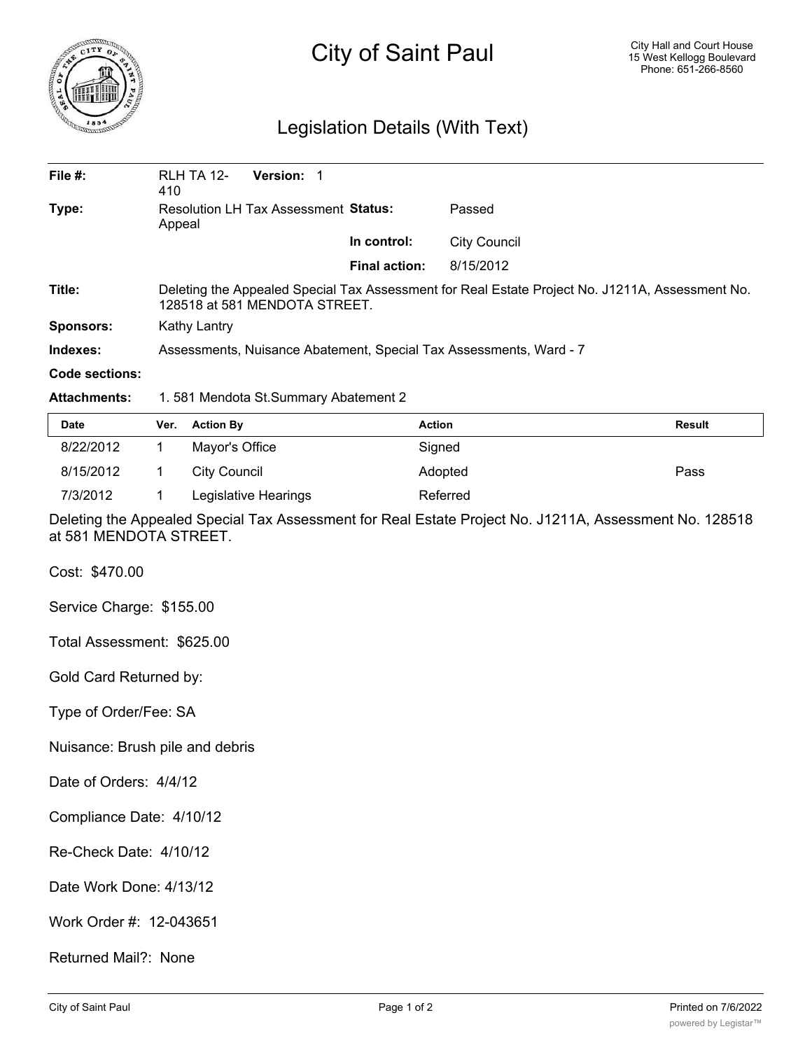# City of Saint Paul

City Hall and Court House
15 West Kellogg Boulevard
Phone: 651-266-8560

## Legislation Details (With Text)

| | | | |
|---|---|---|---|
| **File #:** | RLH TA 12-410 **Version:** 1 | | |
| **Type:** | Resolution LH Tax Assessment Appeal | **Status:** | Passed |
| | | **In control:** | City Council |
| | | **Final action:** | 8/15/2012 |
| **Title:** | Deleting the Appealed Special Tax Assessment for Real Estate Project No. J1211A, Assessment No. 128518 at 581 MENDOTA STREET. | | |
| **Sponsors:** | Kathy Lantry | | |
| **Indexes:** | Assessments, Nuisance Abatement, Special Tax Assessments, Ward - 7 | | |
| **Code sections:** | | | |
| **Attachments:** | 1. 581 Mendota St.Summary Abatement 2 | | |

| Date | Ver. | Action By | Action | Result |
|---|---|---|---|---|
| 8/22/2012 | 1 | Mayor's Office | Signed | |
| 8/15/2012 | 1 | City Council | Adopted | Pass |
| 7/3/2012 | 1 | Legislative Hearings | Referred | |

Deleting the Appealed Special Tax Assessment for Real Estate Project No. J1211A, Assessment No. 128518 at 581 MENDOTA STREET.

Cost: $470.00

Service Charge: $155.00

Total Assessment: $625.00

Gold Card Returned by:

Type of Order/Fee: SA

Nuisance: Brush pile and debris

Date of Orders: 4/4/12

Compliance Date: 4/10/12

Re-Check Date: 4/10/12

Date Work Done: 4/13/12

Work Order #: 12-043651

Returned Mail?: None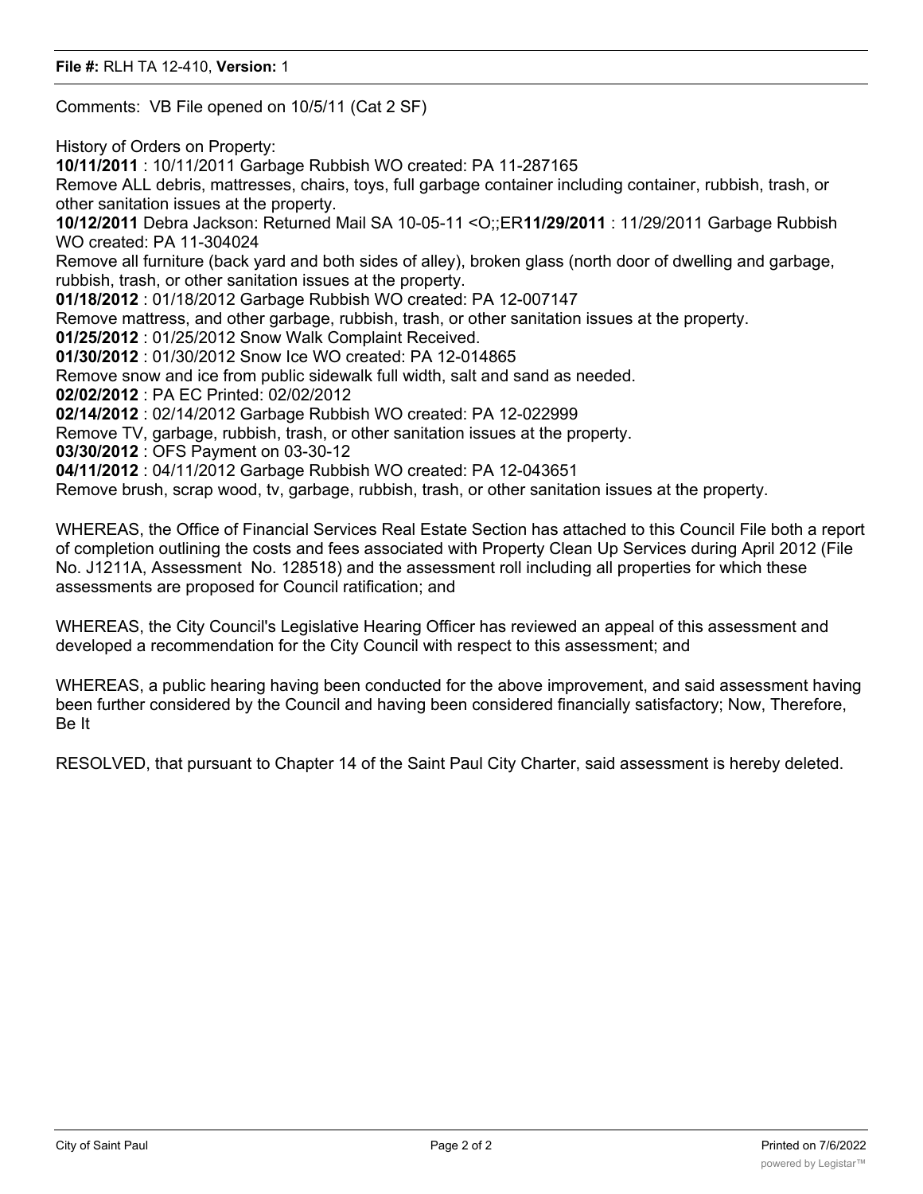**File #:** RLH TA 12-410, **Version:** 1

Comments: VB File opened on 10/5/11 (Cat 2 SF)

History of Orders on Property:
**10/11/2011** : 10/11/2011 Garbage Rubbish WO created: PA 11-287165
Remove ALL debris, mattresses, chairs, toys, full garbage container including container, rubbish, trash, or other sanitation issues at the property.
**10/12/2011** Debra Jackson: Returned Mail SA 10-05-11 <O;;ER**11/29/2011** : 11/29/2011 Garbage Rubbish WO created: PA 11-304024
Remove all furniture (back yard and both sides of alley), broken glass (north door of dwelling and garbage, rubbish, trash, or other sanitation issues at the property.
**01/18/2012** : 01/18/2012 Garbage Rubbish WO created: PA 12-007147
Remove mattress, and other garbage, rubbish, trash, or other sanitation issues at the property.
**01/25/2012** : 01/25/2012 Snow Walk Complaint Received.
**01/30/2012** : 01/30/2012 Snow Ice WO created: PA 12-014865
Remove snow and ice from public sidewalk full width, salt and sand as needed.
**02/02/2012** : PA EC Printed: 02/02/2012
**02/14/2012** : 02/14/2012 Garbage Rubbish WO created: PA 12-022999
Remove TV, garbage, rubbish, trash, or other sanitation issues at the property.
**03/30/2012** : OFS Payment on 03-30-12
**04/11/2012** : 04/11/2012 Garbage Rubbish WO created: PA 12-043651
Remove brush, scrap wood, tv, garbage, rubbish, trash, or other sanitation issues at the property.

WHEREAS, the Office of Financial Services Real Estate Section has attached to this Council File both a report of completion outlining the costs and fees associated with Property Clean Up Services during April 2012 (File No. J1211A, Assessment No. 128518) and the assessment roll including all properties for which these assessments are proposed for Council ratification; and

WHEREAS, the City Council's Legislative Hearing Officer has reviewed an appeal of this assessment and developed a recommendation for the City Council with respect to this assessment; and

WHEREAS, a public hearing having been conducted for the above improvement, and said assessment having been further considered by the Council and having been considered financially satisfactory; Now, Therefore, Be It

RESOLVED, that pursuant to Chapter 14 of the Saint Paul City Charter, said assessment is hereby deleted.